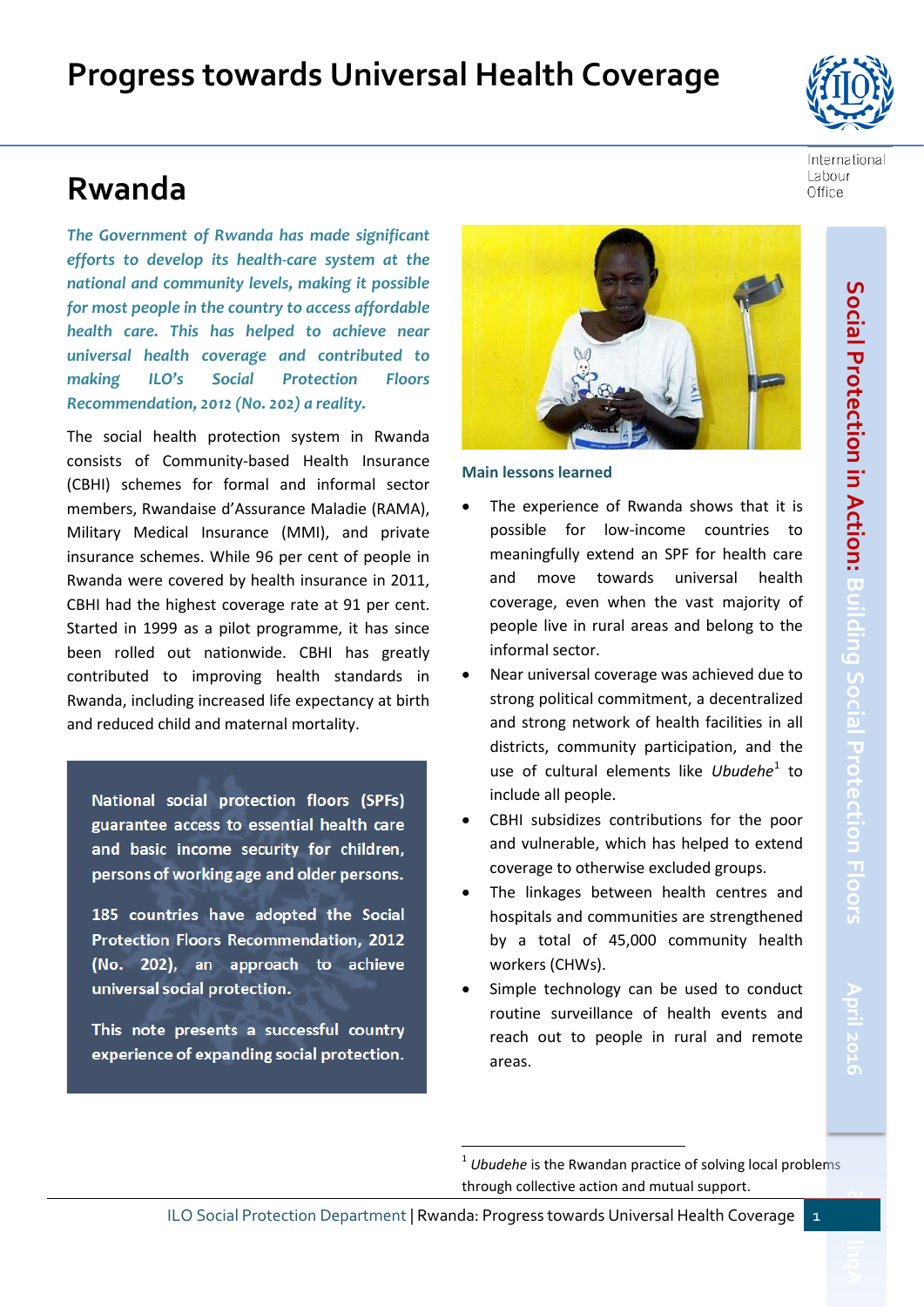# Progress towards Universal Health Coverage

## Rwanda

*The Government of Rwanda has made significant efforts to develop its health-care system at the national and community levels, making it possible for most people in the country to access affordable health care. This has helped to achieve near universal health coverage and contributed to making ILO's Social Protection Floors Recommendation, 2012 (No. 202) a reality.*

The social health protection system in Rwanda consists of Community-based Health Insurance (CBHI) schemes for formal and informal sector members, Rwandaise d'Assurance Maladie (RAMA), Military Medical Insurance (MMI), and private insurance schemes. While 96 per cent of people in Rwanda were covered by health insurance in 2011, CBHI had the highest coverage rate at 91 per cent. Started in 1999 as a pilot programme, it has since been rolled out nationwide. CBHI has greatly contributed to improving health standards in Rwanda, including increased life expectancy at birth and reduced child and maternal mortality.

**National social protection floors (SPFs) guarantee access to essential health care and basic income security for children, persons of working age and older persons.**

**185 countries have adopted the Social Protection Floors Recommendation, 2012 (No. 202), an approach to achieve universal social protection.**

**This note presents a successful country experience of expanding social protection.**

### Main lessons learned

- The experience of Rwanda shows that it is possible for low-income countries to meaningfully extend an SPF for health care and move towards universal health coverage, even when the vast majority of people live in rural areas and belong to the informal sector.
- Near universal coverage was achieved due to strong political commitment, a decentralized and strong network of health facilities in all districts, community participation, and the use of cultural elements like *Ubudehe*[1] to include all people.
- CBHI subsidizes contributions for the poor and vulnerable, which has helped to extend coverage to otherwise excluded groups.
- The linkages between health centres and hospitals and communities are strengthened by a total of 45,000 community health workers (CHWs).
- Simple technology can be used to conduct routine surveillance of health events and reach out to people in rural and remote areas.

Social Protection in Action: Building Social Protection Floors — April 2016

[1] *Ubudehe* is the Rwandan practice of solving local problems through collective action and mutual support.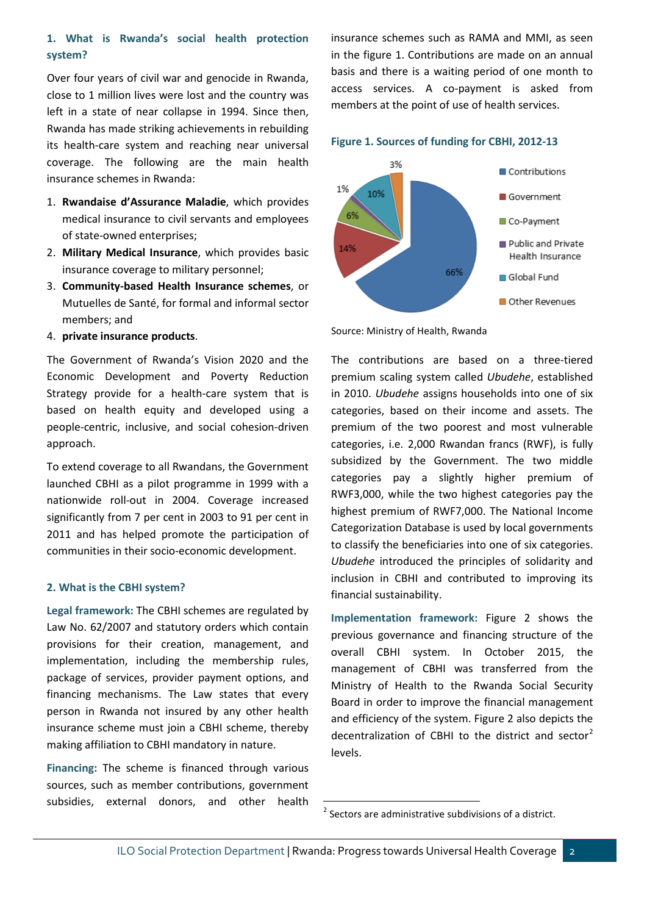## 1. What is Rwanda's social health protection system?

Over four years of civil war and genocide in Rwanda, close to 1 million lives were lost and the country was left in a state of near collapse in 1994. Since then, Rwanda has made striking achievements in rebuilding its health-care system and reaching near universal coverage. The following are the main health insurance schemes in Rwanda:

1. **Rwandaise d'Assurance Maladie**, which provides medical insurance to civil servants and employees of state-owned enterprises;
2. **Military Medical Insurance**, which provides basic insurance coverage to military personnel;
3. **Community-based Health Insurance schemes**, or Mutuelles de Santé, for formal and informal sector members; and
4. **private insurance products**.

The Government of Rwanda's Vision 2020 and the Economic Development and Poverty Reduction Strategy provide for a health-care system that is based on health equity and developed using a people-centric, inclusive, and social cohesion-driven approach.

To extend coverage to all Rwandans, the Government launched CBHI as a pilot programme in 1999 with a nationwide roll-out in 2004. Coverage increased significantly from 7 per cent in 2003 to 91 per cent in 2011 and has helped promote the participation of communities in their socio-economic development.

## 2. What is the CBHI system?

**Legal framework:** The CBHI schemes are regulated by Law No. 62/2007 and statutory orders which contain provisions for their creation, management, and implementation, including the membership rules, package of services, provider payment options, and financing mechanisms. The Law states that every person in Rwanda not insured by any other health insurance scheme must join a CBHI scheme, thereby making affiliation to CBHI mandatory in nature.

**Financing:** The scheme is financed through various sources, such as member contributions, government subsidies, external donors, and other health insurance schemes such as RAMA and MMI, as seen in the figure 1. Contributions are made on an annual basis and there is a waiting period of one month to access services. A co-payment is asked from members at the point of use of health services.

**Figure 1. Sources of funding for CBHI, 2012-13**

| Source | Share |
|---|---|
| Contributions | 66% |
| Government | 14% |
| Co-Payment | 6% |
| Public and Private Health Insurance | 1% |
| Global Fund | 10% |
| Other Revenues | 3% |

Source: Ministry of Health, Rwanda

The contributions are based on a three-tiered premium scaling system called *Ubudehe*, established in 2010. *Ubudehe* assigns households into one of six categories, based on their income and assets. The premium of the two poorest and most vulnerable categories, i.e. 2,000 Rwandan francs (RWF), is fully subsidized by the Government. The two middle categories pay a slightly higher premium of RWF3,000, while the two highest categories pay the highest premium of RWF7,000. The National Income Categorization Database is used by local governments to classify the beneficiaries into one of six categories. *Ubudehe* introduced the principles of solidarity and inclusion in CBHI and contributed to improving its financial sustainability.

**Implementation framework:** Figure 2 shows the previous governance and financing structure of the overall CBHI system. In October 2015, the management of CBHI was transferred from the Ministry of Health to the Rwanda Social Security Board in order to improve the financial management and efficiency of the system. Figure 2 also depicts the decentralization of CBHI to the district and sector[2] levels.

[2] Sectors are administrative subdivisions of a district.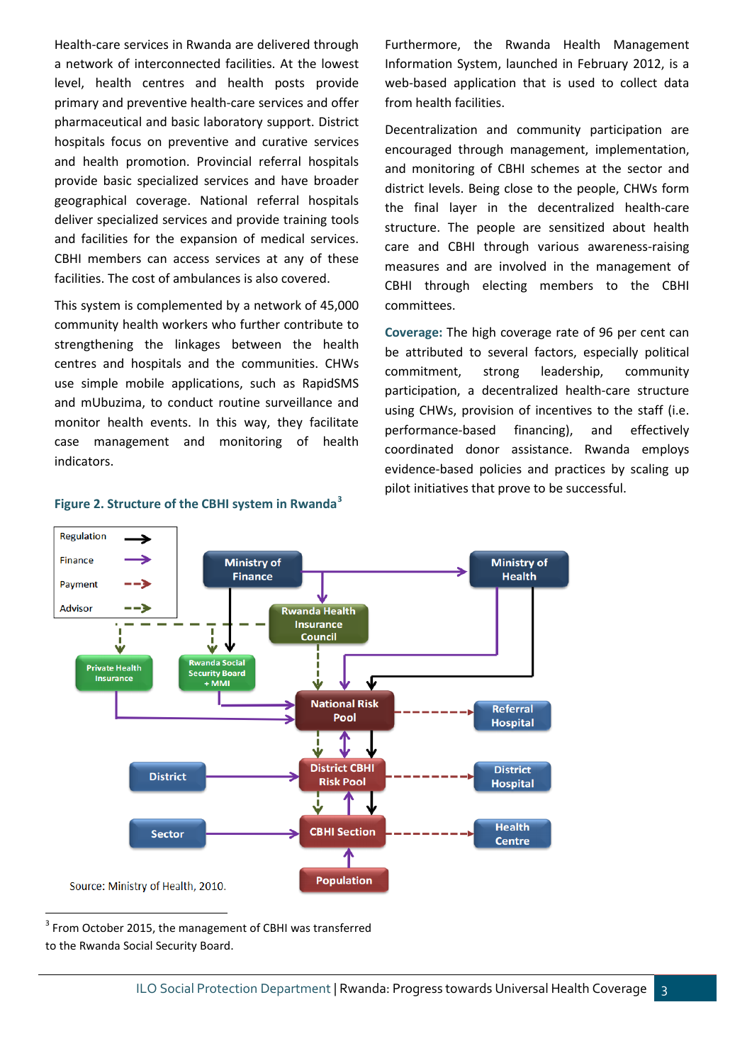Health-care services in Rwanda are delivered through a network of interconnected facilities. At the lowest level, health centres and health posts provide primary and preventive health-care services and offer pharmaceutical and basic laboratory support. District hospitals focus on preventive and curative services and health promotion. Provincial referral hospitals provide basic specialized services and have broader geographical coverage. National referral hospitals deliver specialized services and provide training tools and facilities for the expansion of medical services. CBHI members can access services at any of these facilities. The cost of ambulances is also covered.

This system is complemented by a network of 45,000 community health workers who further contribute to strengthening the linkages between the health centres and hospitals and the communities. CHWs use simple mobile applications, such as RapidSMS and mUbuzima, to conduct routine surveillance and monitor health events. In this way, they facilitate case management and monitoring of health indicators.

**Figure 2. Structure of the CBHI system in Rwanda**[3]

Regulation | Finance | Payment | Advisor

Ministry of Finance | Ministry of Health | Rwanda Health Insurance Council | Private Health Insurance | Rwanda Social Security Board + MMI | National Risk Pool | Referral Hospital | District | District CBHI Risk Pool | District Hospital | Sector | CBHI Section | Health Centre | Population

Source: Ministry of Health, 2010.

Furthermore, the Rwanda Health Management Information System, launched in February 2012, is a web-based application that is used to collect data from health facilities.

Decentralization and community participation are encouraged through management, implementation, and monitoring of CBHI schemes at the sector and district levels. Being close to the people, CHWs form the final layer in the decentralized health-care structure. The people are sensitized about health care and CBHI through various awareness-raising measures and are involved in the management of CBHI through electing members to the CBHI committees.

**Coverage:** The high coverage rate of 96 per cent can be attributed to several factors, especially political commitment, strong leadership, community participation, a decentralized health-care structure using CHWs, provision of incentives to the staff (i.e. performance-based financing), and effectively coordinated donor assistance. Rwanda employs evidence-based policies and practices by scaling up pilot initiatives that prove to be successful.

[3] From October 2015, the management of CBHI was transferred to the Rwanda Social Security Board.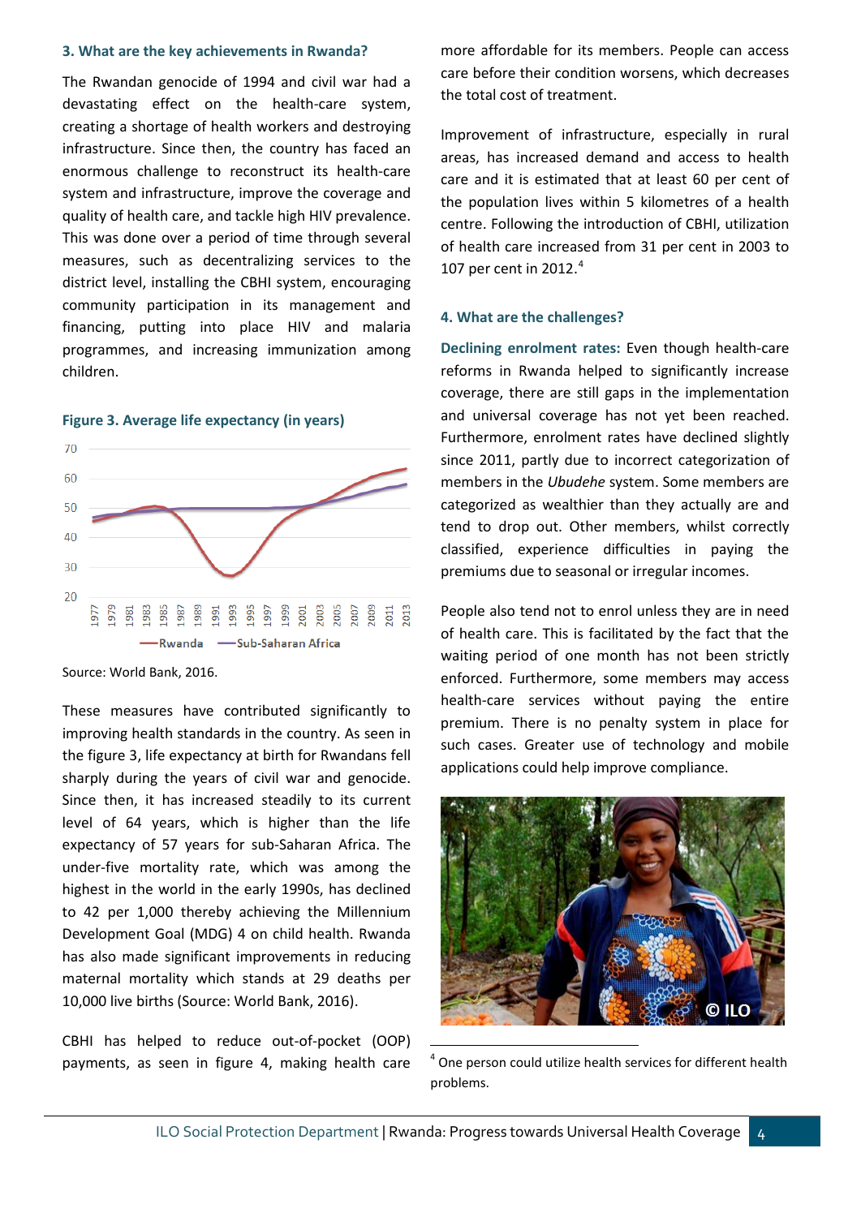### 3. What are the key achievements in Rwanda?

The Rwandan genocide of 1994 and civil war had a devastating effect on the health-care system, creating a shortage of health workers and destroying infrastructure. Since then, the country has faced an enormous challenge to reconstruct its health-care system and infrastructure, improve the coverage and quality of health care, and tackle high HIV prevalence. This was done over a period of time through several measures, such as decentralizing services to the district level, installing the CBHI system, encouraging community participation in its management and financing, putting into place HIV and malaria programmes, and increasing immunization among children.

**Figure 3. Average life expectancy (in years)**

Source: World Bank, 2016.

These measures have contributed significantly to improving health standards in the country. As seen in the figure 3, life expectancy at birth for Rwandans fell sharply during the years of civil war and genocide. Since then, it has increased steadily to its current level of 64 years, which is higher than the life expectancy of 57 years for sub-Saharan Africa. The under-five mortality rate, which was among the highest in the world in the early 1990s, has declined to 42 per 1,000 thereby achieving the Millennium Development Goal (MDG) 4 on child health. Rwanda has also made significant improvements in reducing maternal mortality which stands at 29 deaths per 10,000 live births (Source: World Bank, 2016).

CBHI has helped to reduce out-of-pocket (OOP) payments, as seen in figure 4, making health care more affordable for its members. People can access care before their condition worsens, which decreases the total cost of treatment.

Improvement of infrastructure, especially in rural areas, has increased demand and access to health care and it is estimated that at least 60 per cent of the population lives within 5 kilometres of a health centre. Following the introduction of CBHI, utilization of health care increased from 31 per cent in 2003 to 107 per cent in 2012.[4]

### 4. What are the challenges?

**Declining enrolment rates:** Even though health-care reforms in Rwanda helped to significantly increase coverage, there are still gaps in the implementation and universal coverage has not yet been reached. Furthermore, enrolment rates have declined slightly since 2011, partly due to incorrect categorization of members in the *Ubudehe* system. Some members are categorized as wealthier than they actually are and tend to drop out. Other members, whilst correctly classified, experience difficulties in paying the premiums due to seasonal or irregular incomes.

People also tend not to enrol unless they are in need of health care. This is facilitated by the fact that the waiting period of one month has not been strictly enforced. Furthermore, some members may access health-care services without paying the entire premium. There is no penalty system in place for such cases. Greater use of technology and mobile applications could help improve compliance.

© ILO

[4] One person could utilize health services for different health problems.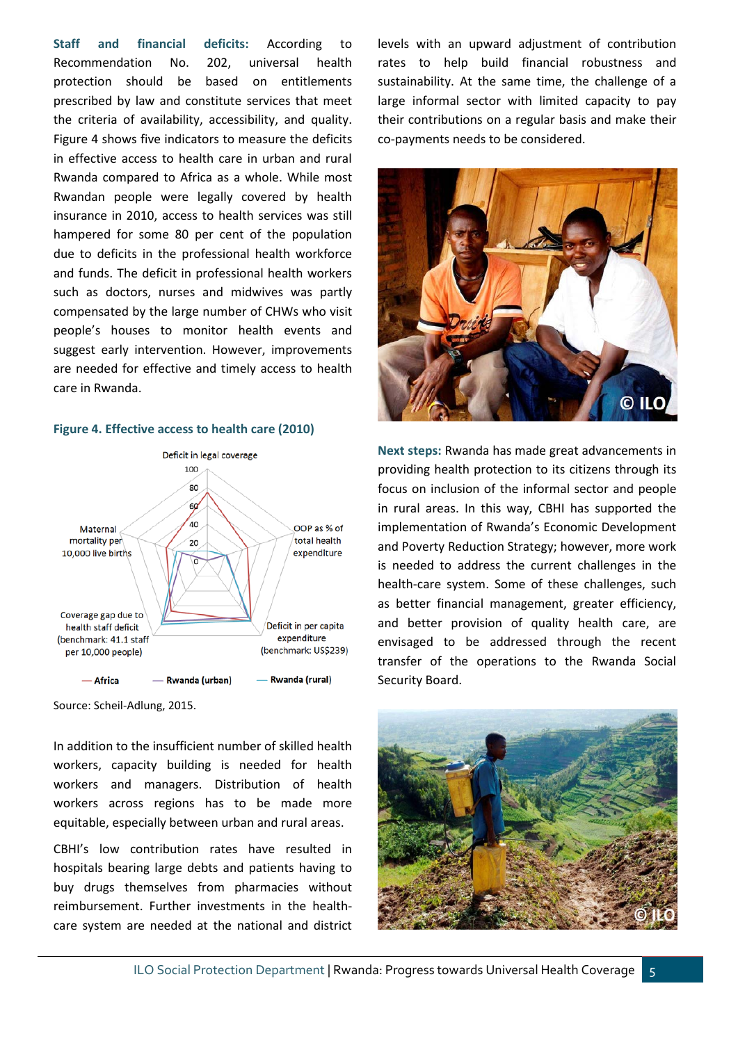**Staff and financial deficits:** According to Recommendation No. 202, universal health protection should be based on entitlements prescribed by law and constitute services that meet the criteria of availability, accessibility, and quality. Figure 4 shows five indicators to measure the deficits in effective access to health care in urban and rural Rwanda compared to Africa as a whole. While most Rwandan people were legally covered by health insurance in 2010, access to health services was still hampered for some 80 per cent of the population due to deficits in the professional health workforce and funds. The deficit in professional health workers such as doctors, nurses and midwives was partly compensated by the large number of CHWs who visit people's houses to monitor health events and suggest early intervention. However, improvements are needed for effective and timely access to health care in Rwanda.

**Figure 4. Effective access to health care (2010)**

Source: Scheil-Adlung, 2015.

In addition to the insufficient number of skilled health workers, capacity building is needed for health workers and managers. Distribution of health workers across regions has to be made more equitable, especially between urban and rural areas.

CBHI's low contribution rates have resulted in hospitals bearing large debts and patients having to buy drugs themselves from pharmacies without reimbursement. Further investments in the health-care system are needed at the national and district levels with an upward adjustment of contribution rates to help build financial robustness and sustainability. At the same time, the challenge of a large informal sector with limited capacity to pay their contributions on a regular basis and make their co-payments needs to be considered.

**Next steps:** Rwanda has made great advancements in providing health protection to its citizens through its focus on inclusion of the informal sector and people in rural areas. In this way, CBHI has supported the implementation of Rwanda's Economic Development and Poverty Reduction Strategy; however, more work is needed to address the current challenges in the health-care system. Some of these challenges, such as better financial management, greater efficiency, and better provision of quality health care, are envisaged to be addressed through the recent transfer of the operations to the Rwanda Social Security Board.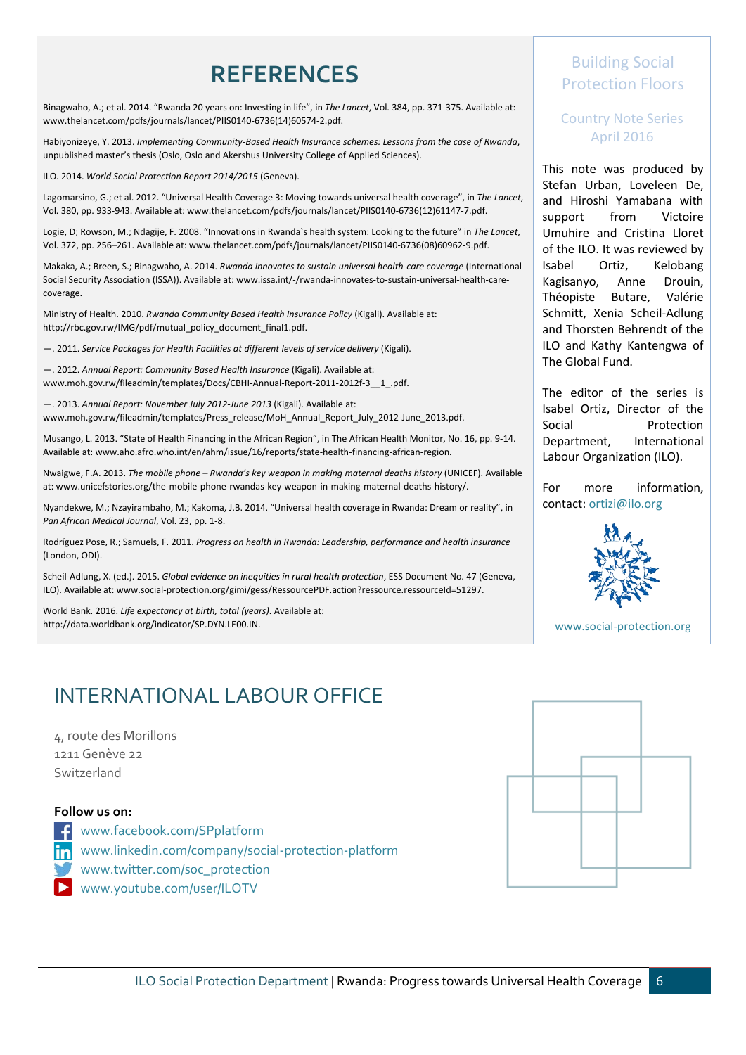# REFERENCES

Binagwaho, A.; et al. 2014. "Rwanda 20 years on: Investing in life", in *The Lancet*, Vol. 384, pp. 371-375. Available at: www.thelancet.com/pdfs/journals/lancet/PIIS0140-6736(14)60574-2.pdf.

Habiyonizeye, Y. 2013. *Implementing Community-Based Health Insurance schemes: Lessons from the case of Rwanda*, unpublished master's thesis (Oslo, Oslo and Akershus University College of Applied Sciences).

ILO. 2014. *World Social Protection Report 2014/2015* (Geneva).

Lagomarsino, G.; et al. 2012. "Universal Health Coverage 3: Moving towards universal health coverage", in *The Lancet*, Vol. 380, pp. 933-943. Available at: www.thelancet.com/pdfs/journals/lancet/PIIS0140-6736(12)61147-7.pdf.

Logie, D; Rowson, M.; Ndagije, F. 2008. "Innovations in Rwanda`s health system: Looking to the future" in *The Lancet*, Vol. 372, pp. 256–261. Available at: www.thelancet.com/pdfs/journals/lancet/PIIS0140-6736(08)60962-9.pdf.

Makaka, A.; Breen, S.; Binagwaho, A. 2014. *Rwanda innovates to sustain universal health-care coverage* (International Social Security Association (ISSA)). Available at: www.issa.int/-/rwanda-innovates-to-sustain-universal-health-care-coverage.

Ministry of Health. 2010. *Rwanda Community Based Health Insurance Policy* (Kigali). Available at: http://rbc.gov.rw/IMG/pdf/mutual_policy_document_final1.pdf.

—. 2011. *Service Packages for Health Facilities at different levels of service delivery* (Kigali).

—. 2012. *Annual Report: Community Based Health Insurance* (Kigali). Available at: www.moh.gov.rw/fileadmin/templates/Docs/CBHI-Annual-Report-2011-2012f-3__1_.pdf.

—. 2013. *Annual Report: November July 2012-June 2013* (Kigali). Available at: www.moh.gov.rw/fileadmin/templates/Press_release/MoH_Annual_Report_July_2012-June_2013.pdf.

Musango, L. 2013. "State of Health Financing in the African Region", in The African Health Monitor, No. 16, pp. 9-14. Available at: www.aho.afro.who.int/en/ahm/issue/16/reports/state-health-financing-african-region.

Nwaigwe, F.A. 2013. *The mobile phone – Rwanda's key weapon in making maternal deaths history* (UNICEF). Available at: www.unicefstories.org/the-mobile-phone-rwandas-key-weapon-in-making-maternal-deaths-history/.

Nyandekwe, M.; Nzayirambaho, M.; Kakoma, J.B. 2014. "Universal health coverage in Rwanda: Dream or reality", in *Pan African Medical Journal*, Vol. 23, pp. 1-8.

Rodríguez Pose, R.; Samuels, F. 2011. *Progress on health in Rwanda: Leadership, performance and health insurance* (London, ODI).

Scheil-Adlung, X. (ed.). 2015. *Global evidence on inequities in rural health protection*, ESS Document No. 47 (Geneva, ILO). Available at: www.social-protection.org/gimi/gess/RessourcePDF.action?ressource.ressourceId=51297.

World Bank. 2016. *Life expectancy at birth, total (years)*. Available at: http://data.worldbank.org/indicator/SP.DYN.LE00.IN.

Building Social Protection Floors

Country Note Series
April 2016

This note was produced by Stefan Urban, Loveleen De, and Hiroshi Yamabana with support from Victoire Umuhire and Cristina Lloret of the ILO. It was reviewed by Isabel Ortiz, Kelobang Kagisanyo, Anne Drouin, Théopiste Butare, Valérie Schmitt, Xenia Scheil-Adlung and Thorsten Behrendt of the ILO and Kathy Kantengwa of The Global Fund.

The editor of the series is Isabel Ortiz, Director of the Social Protection Department, International Labour Organization (ILO).

For more information, contact: ortizi@ilo.org

www.social-protection.org

# INTERNATIONAL LABOUR OFFICE

4, route des Morillons
1211 Genève 22
Switzerland

**Follow us on:**

- www.facebook.com/SPplatform
- www.linkedin.com/company/social-protection-platform
- www.twitter.com/soc_protection
- www.youtube.com/user/ILOTV